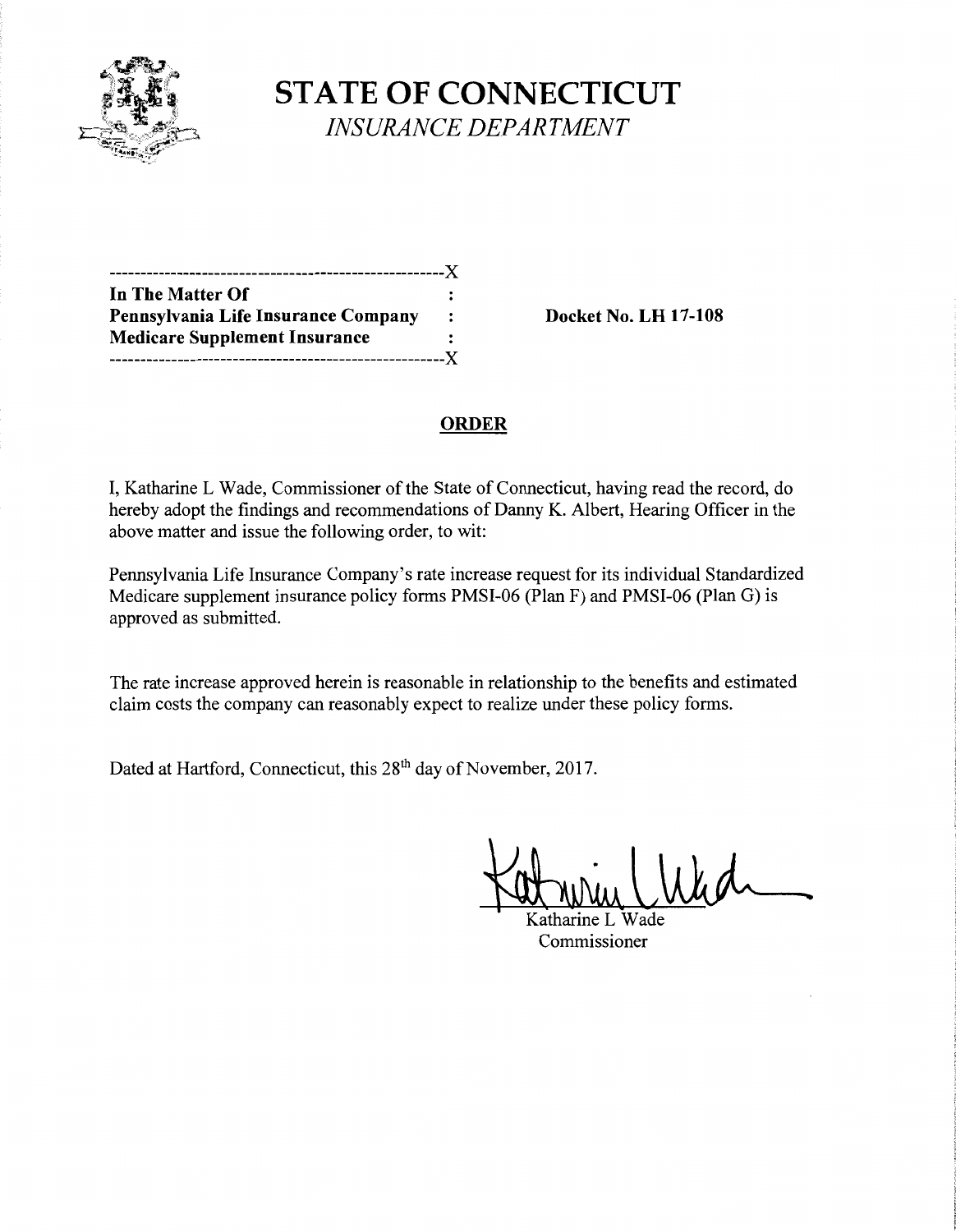# STATE OF CONNECTICUT

*INSURANCE DEPARTMENT*

| | | |
|---|---|---|
| **In The Matter Of** | : | |
| **Pennsylvania Life Insurance Company** | : | **Docket No. LH 17-108** |
| **Medicare Supplement Insurance** | : | |

## ORDER

I, Katharine L Wade, Commissioner of the State of Connecticut, having read the record, do hereby adopt the findings and recommendations of Danny K. Albert, Hearing Officer in the above matter and issue the following order, to wit:

Pennsylvania Life Insurance Company's rate increase request for its individual Standardized Medicare supplement insurance policy forms PMSI-06 (Plan F) and PMSI-06 (Plan G) is approved as submitted.

The rate increase approved herein is reasonable in relationship to the benefits and estimated claim costs the company can reasonably expect to realize under these policy forms.

Dated at Hartford, Connecticut, this 28th day of November, 2017.

Katharine L Wade
Commissioner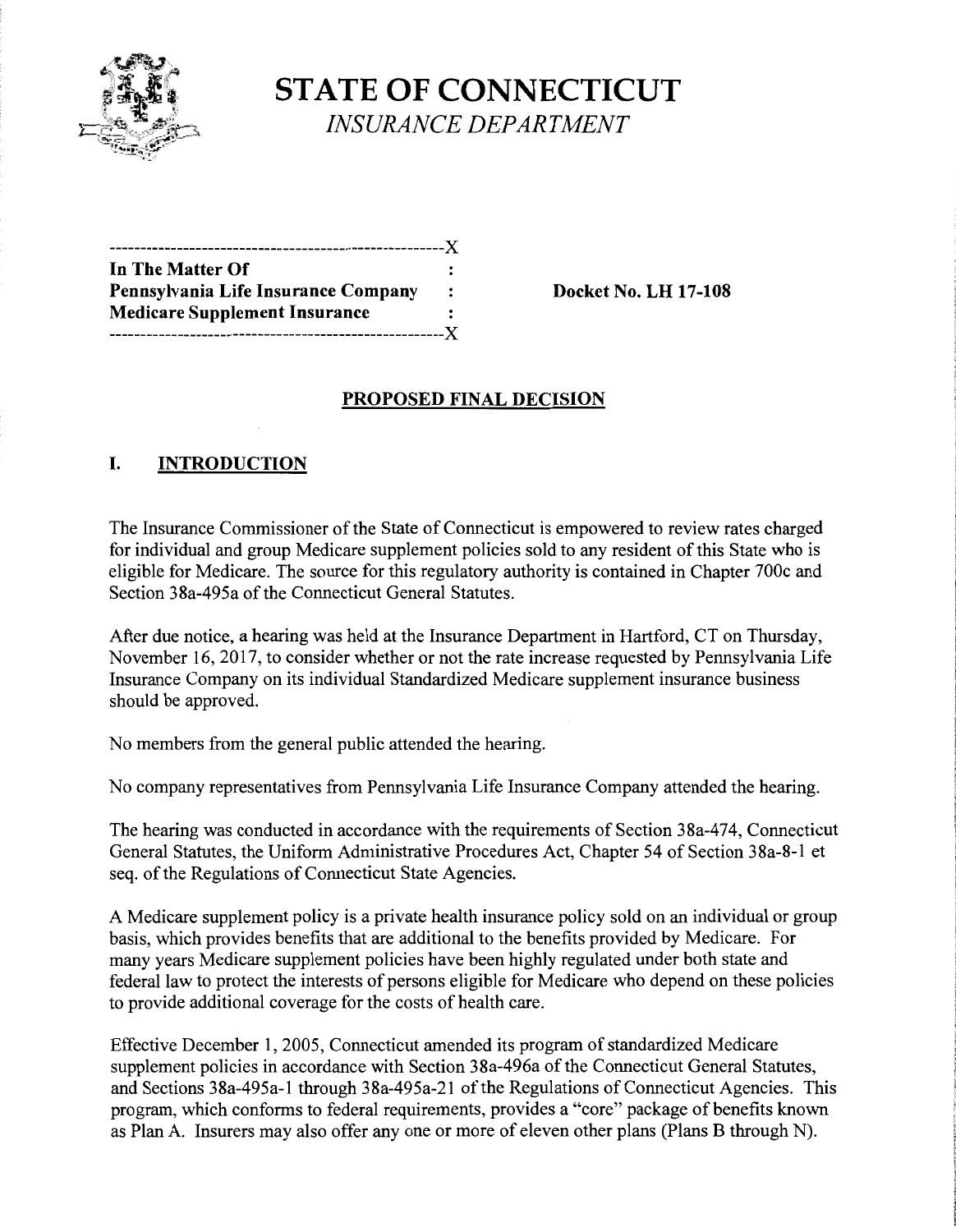**STATE OF CONNECTICUT**
*INSURANCE DEPARTMENT*

| | | |
|---|---|---|
| **In The Matter Of** | : | |
| **Pennsylvania Life Insurance Company** | : | **Docket No. LH 17-108** |
| **Medicare Supplement Insurance** | : | |

## PROPOSED FINAL DECISION

## I. INTRODUCTION

The Insurance Commissioner of the State of Connecticut is empowered to review rates charged for individual and group Medicare supplement policies sold to any resident of this State who is eligible for Medicare. The source for this regulatory authority is contained in Chapter 700c and Section 38a-495a of the Connecticut General Statutes.

After due notice, a hearing was held at the Insurance Department in Hartford, CT on Thursday, November 16, 2017, to consider whether or not the rate increase requested by Pennsylvania Life Insurance Company on its individual Standardized Medicare supplement insurance business should be approved.

No members from the general public attended the hearing.

No company representatives from Pennsylvania Life Insurance Company attended the hearing.

The hearing was conducted in accordance with the requirements of Section 38a-474, Connecticut General Statutes, the Uniform Administrative Procedures Act, Chapter 54 of Section 38a-8-1 et seq. of the Regulations of Connecticut State Agencies.

A Medicare supplement policy is a private health insurance policy sold on an individual or group basis, which provides benefits that are additional to the benefits provided by Medicare. For many years Medicare supplement policies have been highly regulated under both state and federal law to protect the interests of persons eligible for Medicare who depend on these policies to provide additional coverage for the costs of health care.

Effective December 1, 2005, Connecticut amended its program of standardized Medicare supplement policies in accordance with Section 38a-496a of the Connecticut General Statutes, and Sections 38a-495a-1 through 38a-495a-21 of the Regulations of Connecticut Agencies. This program, which conforms to federal requirements, provides a "core" package of benefits known as Plan A. Insurers may also offer any one or more of eleven other plans (Plans B through N).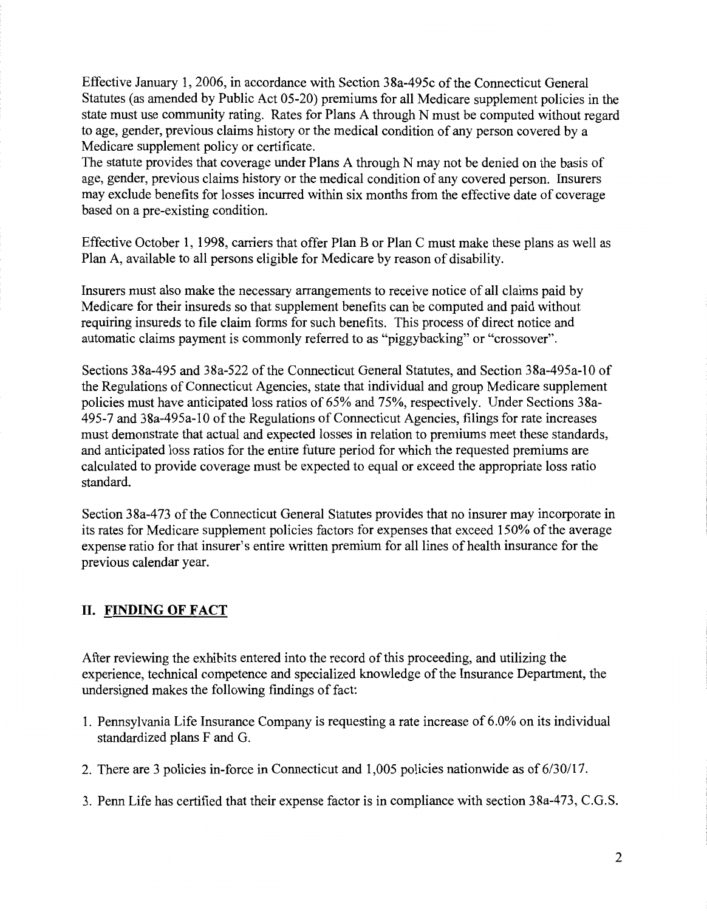Effective January 1, 2006, in accordance with Section 38a-495c of the Connecticut General Statutes (as amended by Public Act 05-20) premiums for all Medicare supplement policies in the state must use community rating. Rates for Plans A through N must be computed without regard to age, gender, previous claims history or the medical condition of any person covered by a Medicare supplement policy or certificate.

The statute provides that coverage under Plans A through N may not be denied on the basis of age, gender, previous claims history or the medical condition of any covered person. Insurers may exclude benefits for losses incurred within six months from the effective date of coverage based on a pre-existing condition.

Effective October 1, 1998, carriers that offer Plan B or Plan C must make these plans as well as Plan A, available to all persons eligible for Medicare by reason of disability.

Insurers must also make the necessary arrangements to receive notice of all claims paid by Medicare for their insureds so that supplement benefits can be computed and paid without requiring insureds to file claim forms for such benefits. This process of direct notice and automatic claims payment is commonly referred to as "piggybacking" or "crossover".

Sections 38a-495 and 38a-522 of the Connecticut General Statutes, and Section 38a-495a-10 of the Regulations of Connecticut Agencies, state that individual and group Medicare supplement policies must have anticipated loss ratios of 65% and 75%, respectively. Under Sections 38a-495-7 and 38a-495a-10 of the Regulations of Connecticut Agencies, filings for rate increases must demonstrate that actual and expected losses in relation to premiums meet these standards, and anticipated loss ratios for the entire future period for which the requested premiums are calculated to provide coverage must be expected to equal or exceed the appropriate loss ratio standard.

Section 38a-473 of the Connecticut General Statutes provides that no insurer may incorporate in its rates for Medicare supplement policies factors for expenses that exceed 150% of the average expense ratio for that insurer's entire written premium for all lines of health insurance for the previous calendar year.

## II. FINDING OF FACT

After reviewing the exhibits entered into the record of this proceeding, and utilizing the experience, technical competence and specialized knowledge of the Insurance Department, the undersigned makes the following findings of fact:

1. Pennsylvania Life Insurance Company is requesting a rate increase of 6.0% on its individual standardized plans F and G.
2. There are 3 policies in-force in Connecticut and 1,005 policies nationwide as of 6/30/17.
3. Penn Life has certified that their expense factor is in compliance with section 38a-473, C.G.S.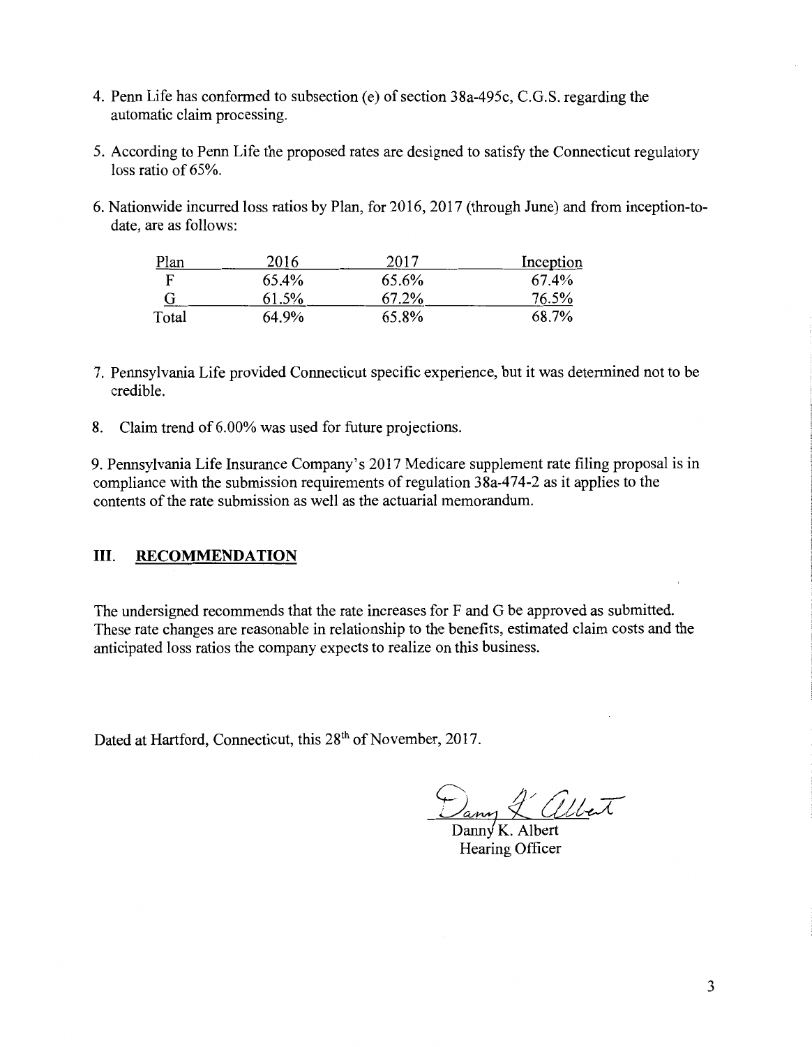4. Penn Life has conformed to subsection (e) of section 38a-495c, C.G.S. regarding the automatic claim processing.

5. According to Penn Life the proposed rates are designed to satisfy the Connecticut regulatory loss ratio of 65%.

6. Nationwide incurred loss ratios by Plan, for 2016, 2017 (through June) and from inception-to-date, are as follows:

| Plan | 2016 | 2017 | Inception |
|---|---|---|---|
| F | 65.4% | 65.6% | 67.4% |
| G | 61.5% | 67.2% | 76.5% |
| Total | 64.9% | 65.8% | 68.7% |

7. Pennsylvania Life provided Connecticut specific experience, but it was determined not to be credible.

8. Claim trend of 6.00% was used for future projections.

9. Pennsylvania Life Insurance Company's 2017 Medicare supplement rate filing proposal is in compliance with the submission requirements of regulation 38a-474-2 as it applies to the contents of the rate submission as well as the actuarial memorandum.

## III. RECOMMENDATION

The undersigned recommends that the rate increases for F and G be approved as submitted. These rate changes are reasonable in relationship to the benefits, estimated claim costs and the anticipated loss ratios the company expects to realize on this business.

Dated at Hartford, Connecticut, this 28th of November, 2017.

Danny K. Albert

Danny K. Albert
Hearing Officer